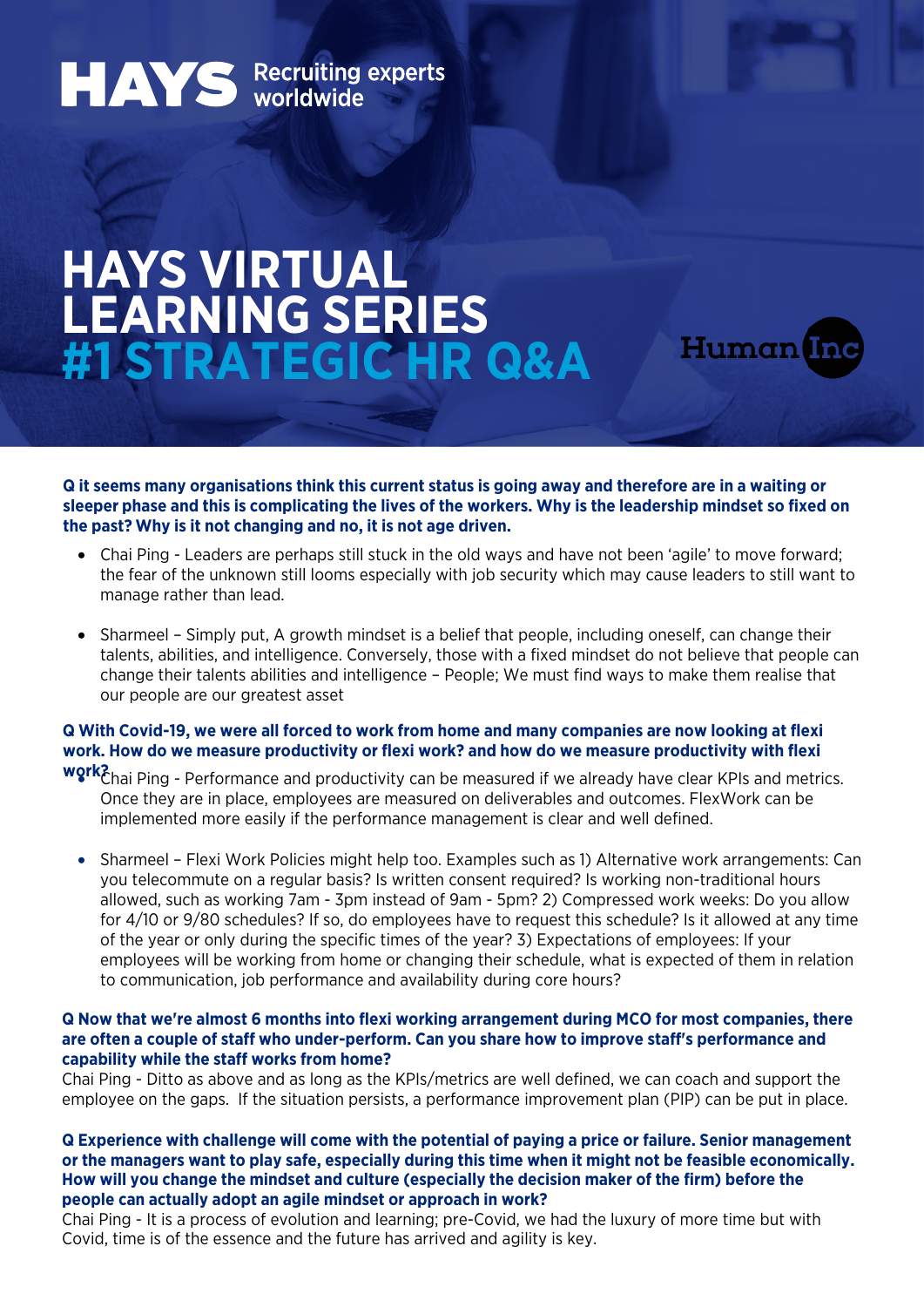HAYS Recruiting experts worldwide

# HAYS VIRTUAL LEARNING SERIES #1 STRATEGIC HR Q&A

Human Inc

**Q it seems many organisations think this current status is going away and therefore are in a waiting or sleeper phase and this is complicating the lives of the workers. Why is the leadership mindset so fixed on the past? Why is it not changing and no, it is not age driven.**

- Chai Ping - Leaders are perhaps still stuck in the old ways and have not been 'agile' to move forward; the fear of the unknown still looms especially with job security which may cause leaders to still want to manage rather than lead.

- Sharmeel – Simply put, A growth mindset is a belief that people, including oneself, can change their talents, abilities, and intelligence. Conversely, those with a fixed mindset do not believe that people can change their talents abilities and intelligence – People; We must find ways to make them realise that our people are our greatest asset

**Q With Covid-19, we were all forced to work from home and many companies are now looking at flexi work. How do we measure productivity or flexi work? and how do we measure productivity with flexi work?**

- Chai Ping - Performance and productivity can be measured if we already have clear KPIs and metrics. Once they are in place, employees are measured on deliverables and outcomes. FlexWork can be implemented more easily if the performance management is clear and well defined.

- Sharmeel – Flexi Work Policies might help too. Examples such as 1) Alternative work arrangements: Can you telecommute on a regular basis? Is written consent required? Is working non-traditional hours allowed, such as working 7am - 3pm instead of 9am - 5pm? 2) Compressed work weeks: Do you allow for 4/10 or 9/80 schedules? If so, do employees have to request this schedule? Is it allowed at any time of the year or only during the specific times of the year? 3) Expectations of employees: If your employees will be working from home or changing their schedule, what is expected of them in relation to communication, job performance and availability during core hours?

**Q Now that we're almost 6 months into flexi working arrangement during MCO for most companies, there are often a couple of staff who under-perform. Can you share how to improve staff's performance and capability while the staff works from home?**

Chai Ping - Ditto as above and as long as the KPIs/metrics are well defined, we can coach and support the employee on the gaps. If the situation persists, a performance improvement plan (PIP) can be put in place.

**Q Experience with challenge will come with the potential of paying a price or failure. Senior management or the managers want to play safe, especially during this time when it might not be feasible economically. How will you change the mindset and culture (especially the decision maker of the firm) before the people can actually adopt an agile mindset or approach in work?**

Chai Ping - It is a process of evolution and learning; pre-Covid, we had the luxury of more time but with Covid, time is of the essence and the future has arrived and agility is key.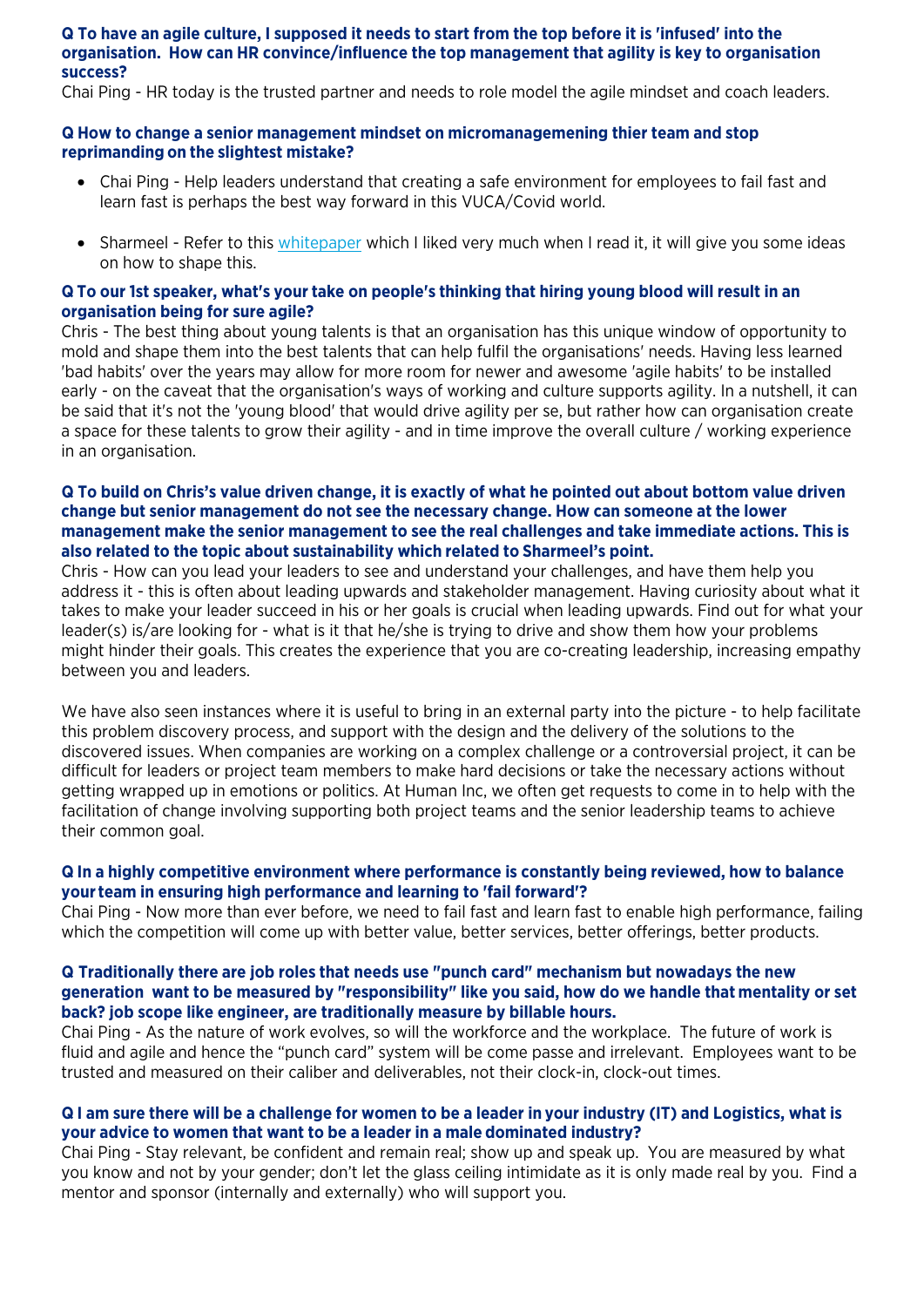**Q To have an agile culture, I supposed it needs to start from the top before it is 'infused' into the organisation. How can HR convince/influence the top management that agility is key to organisation success?**

Chai Ping - HR today is the trusted partner and needs to role model the agile mindset and coach leaders.

**Q How to change a senior management mindset on micromanagemening thier team and stop reprimanding on the slightest mistake?**

- Chai Ping - Help leaders understand that creating a safe environment for employees to fail fast and learn fast is perhaps the best way forward in this VUCA/Covid world.
- Sharmeel - Refer to this whitepaper which I liked very much when I read it, it will give you some ideas on how to shape this.

**Q To our 1st speaker, what's your take on people's thinking that hiring young blood will result in an organisation being for sure agile?**

Chris - The best thing about young talents is that an organisation has this unique window of opportunity to mold and shape them into the best talents that can help fulfil the organisations' needs. Having less learned 'bad habits' over the years may allow for more room for newer and awesome 'agile habits' to be installed early - on the caveat that the organisation's ways of working and culture supports agility. In a nutshell, it can be said that it's not the 'young blood' that would drive agility per se, but rather how can organisation create a space for these talents to grow their agility - and in time improve the overall culture / working experience in an organisation.

**Q To build on Chris's value driven change, it is exactly of what he pointed out about bottom value driven change but senior management do not see the necessary change. How can someone at the lower management make the senior management to see the real challenges and take immediate actions. This is also related to the topic about sustainability which related to Sharmeel's point.**

Chris - How can you lead your leaders to see and understand your challenges, and have them help you address it - this is often about leading upwards and stakeholder management. Having curiosity about what it takes to make your leader succeed in his or her goals is crucial when leading upwards. Find out for what your leader(s) is/are looking for - what is it that he/she is trying to drive and show them how your problems might hinder their goals. This creates the experience that you are co-creating leadership, increasing empathy between you and leaders.

We have also seen instances where it is useful to bring in an external party into the picture - to help facilitate this problem discovery process, and support with the design and the delivery of the solutions to the discovered issues. When companies are working on a complex challenge or a controversial project, it can be difficult for leaders or project team members to make hard decisions or take the necessary actions without getting wrapped up in emotions or politics. At Human Inc, we often get requests to come in to help with the facilitation of change involving supporting both project teams and the senior leadership teams to achieve their common goal.

**Q In a highly competitive environment where performance is constantly being reviewed, how to balance your team in ensuring high performance and learning to 'fail forward'?**

Chai Ping - Now more than ever before, we need to fail fast and learn fast to enable high performance, failing which the competition will come up with better value, better services, better offerings, better products.

**Q Traditionally there are job roles that needs use "punch card" mechanism but nowadays the new generation want to be measured by "responsibility" like you said, how do we handle that mentality or set back? job scope like engineer, are traditionally measure by billable hours.**

Chai Ping - As the nature of work evolves, so will the workforce and the workplace. The future of work is fluid and agile and hence the "punch card" system will be come passe and irrelevant. Employees want to be trusted and measured on their caliber and deliverables, not their clock-in, clock-out times.

**Q I am sure there will be a challenge for women to be a leader in your industry (IT) and Logistics, what is your advice to women that want to be a leader in a male dominated industry?**

Chai Ping - Stay relevant, be confident and remain real; show up and speak up. You are measured by what you know and not by your gender; don't let the glass ceiling intimidate as it is only made real by you. Find a mentor and sponsor (internally and externally) who will support you.